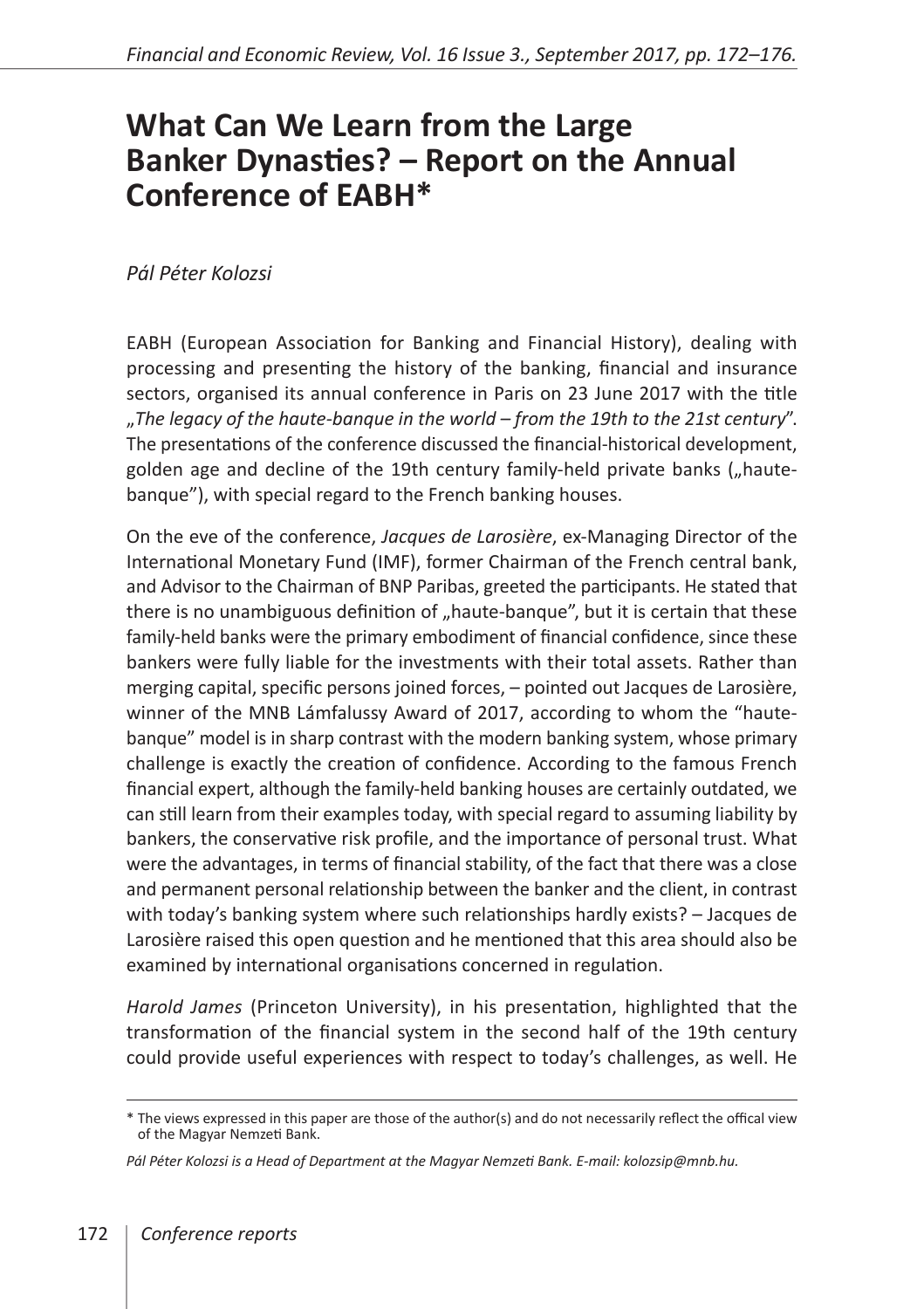# What Can We Learn from the Large Banker Dynasties? – Report on the Annual Conference of EABH*

*Pál Péter Kolozsi*

EABH (European Association for Banking and Financial History), dealing with processing and presenting the history of the banking, financial and insurance sectors, organised its annual conference in Paris on 23 June 2017 with the title „*The legacy of the haute-banque in the world – from the 19th to the 21st century*". The presentations of the conference discussed the financial-historical development, golden age and decline of the 19th century family-held private banks („haute-banque"), with special regard to the French banking houses.

On the eve of the conference, *Jacques de Larosière*, ex-Managing Director of the International Monetary Fund (IMF), former Chairman of the French central bank, and Advisor to the Chairman of BNP Paribas, greeted the participants. He stated that there is no unambiguous definition of „haute-banque", but it is certain that these family-held banks were the primary embodiment of financial confidence, since these bankers were fully liable for the investments with their total assets. Rather than merging capital, specific persons joined forces, – pointed out Jacques de Larosière, winner of the MNB Lámfalussy Award of 2017, according to whom the "haute-banque" model is in sharp contrast with the modern banking system, whose primary challenge is exactly the creation of confidence. According to the famous French financial expert, although the family-held banking houses are certainly outdated, we can still learn from their examples today, with special regard to assuming liability by bankers, the conservative risk profile, and the importance of personal trust. What were the advantages, in terms of financial stability, of the fact that there was a close and permanent personal relationship between the banker and the client, in contrast with today's banking system where such relationships hardly exists? – Jacques de Larosière raised this open question and he mentioned that this area should also be examined by international organisations concerned in regulation.

*Harold James* (Princeton University), in his presentation, highlighted that the transformation of the financial system in the second half of the 19th century could provide useful experiences with respect to today's challenges, as well. He

---

* The views expressed in this paper are those of the author(s) and do not necessarily reflect the offical view of the Magyar Nemzeti Bank.

*Pál Péter Kolozsi is a Head of Department at the Magyar Nemzeti Bank. E-mail: kolozsip@mnb.hu.*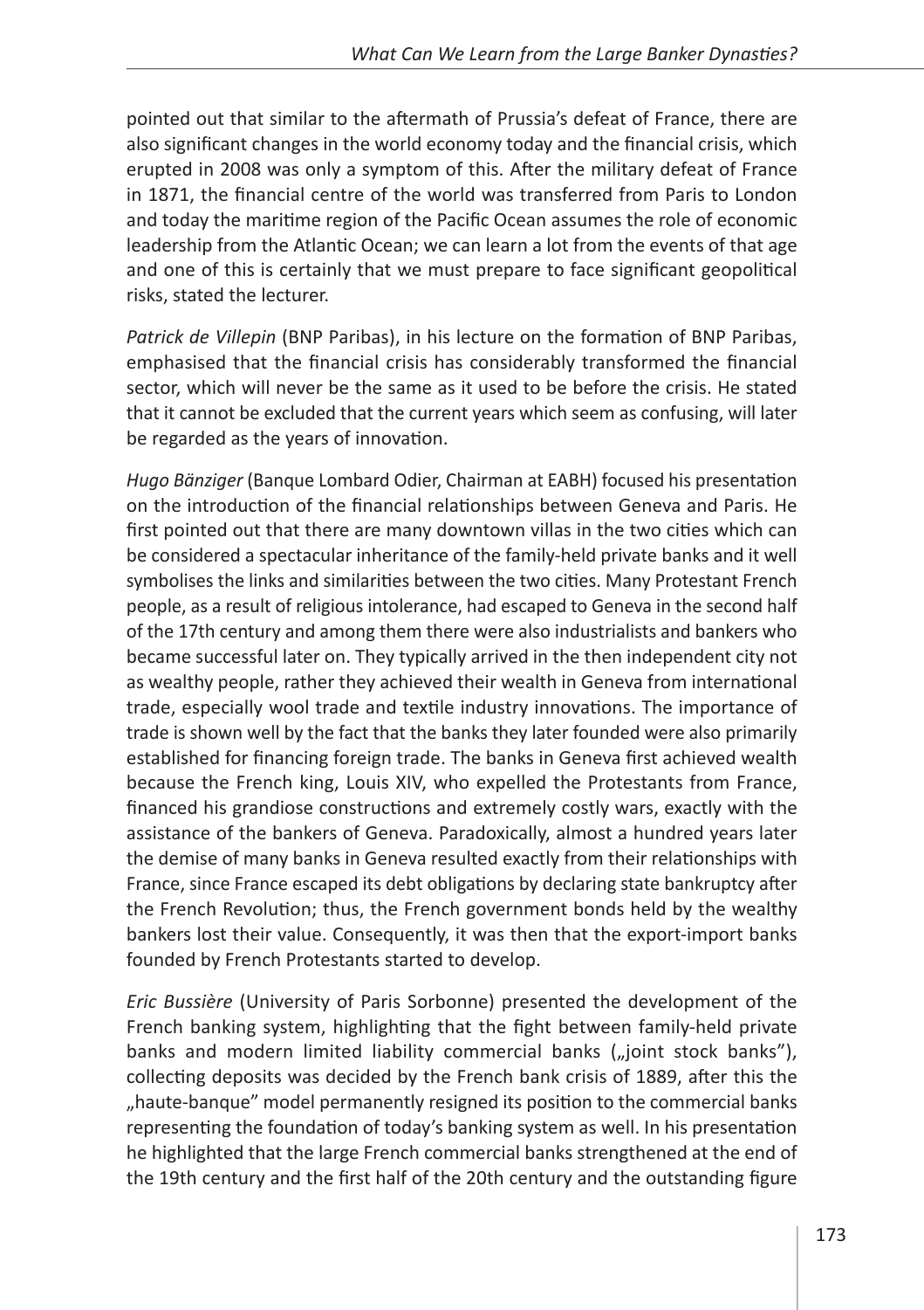pointed out that similar to the aftermath of Prussia's defeat of France, there are also significant changes in the world economy today and the financial crisis, which erupted in 2008 was only a symptom of this. After the military defeat of France in 1871, the financial centre of the world was transferred from Paris to London and today the maritime region of the Pacific Ocean assumes the role of economic leadership from the Atlantic Ocean; we can learn a lot from the events of that age and one of this is certainly that we must prepare to face significant geopolitical risks, stated the lecturer.

*Patrick de Villepin* (BNP Paribas), in his lecture on the formation of BNP Paribas, emphasised that the financial crisis has considerably transformed the financial sector, which will never be the same as it used to be before the crisis. He stated that it cannot be excluded that the current years which seem as confusing, will later be regarded as the years of innovation.

*Hugo Bänziger* (Banque Lombard Odier, Chairman at EABH) focused his presentation on the introduction of the financial relationships between Geneva and Paris. He first pointed out that there are many downtown villas in the two cities which can be considered a spectacular inheritance of the family-held private banks and it well symbolises the links and similarities between the two cities. Many Protestant French people, as a result of religious intolerance, had escaped to Geneva in the second half of the 17th century and among them there were also industrialists and bankers who became successful later on. They typically arrived in the then independent city not as wealthy people, rather they achieved their wealth in Geneva from international trade, especially wool trade and textile industry innovations. The importance of trade is shown well by the fact that the banks they later founded were also primarily established for financing foreign trade. The banks in Geneva first achieved wealth because the French king, Louis XIV, who expelled the Protestants from France, financed his grandiose constructions and extremely costly wars, exactly with the assistance of the bankers of Geneva. Paradoxically, almost a hundred years later the demise of many banks in Geneva resulted exactly from their relationships with France, since France escaped its debt obligations by declaring state bankruptcy after the French Revolution; thus, the French government bonds held by the wealthy bankers lost their value. Consequently, it was then that the export-import banks founded by French Protestants started to develop.

*Eric Bussière* (University of Paris Sorbonne) presented the development of the French banking system, highlighting that the fight between family-held private banks and modern limited liability commercial banks („joint stock banks"), collecting deposits was decided by the French bank crisis of 1889, after this the „haute-banque" model permanently resigned its position to the commercial banks representing the foundation of today's banking system as well. In his presentation he highlighted that the large French commercial banks strengthened at the end of the 19th century and the first half of the 20th century and the outstanding figure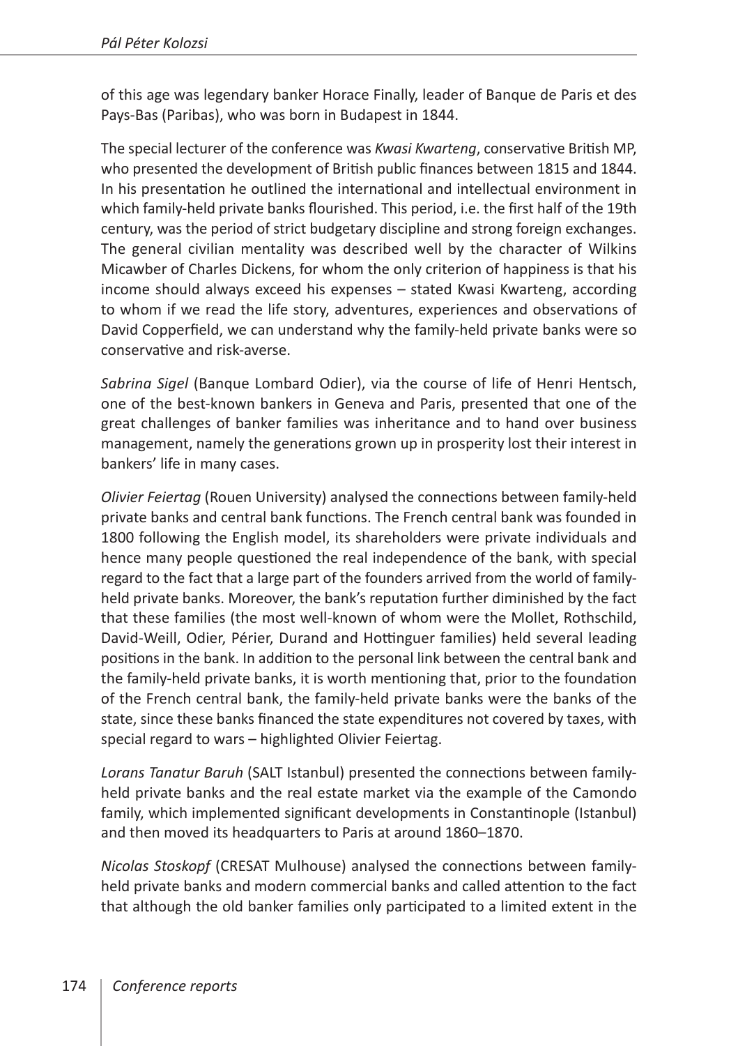of this age was legendary banker Horace Finally, leader of Banque de Paris et des Pays-Bas (Paribas), who was born in Budapest in 1844.

The special lecturer of the conference was *Kwasi Kwarteng*, conservative British MP, who presented the development of British public finances between 1815 and 1844. In his presentation he outlined the international and intellectual environment in which family-held private banks flourished. This period, i.e. the first half of the 19th century, was the period of strict budgetary discipline and strong foreign exchanges. The general civilian mentality was described well by the character of Wilkins Micawber of Charles Dickens, for whom the only criterion of happiness is that his income should always exceed his expenses – stated Kwasi Kwarteng, according to whom if we read the life story, adventures, experiences and observations of David Copperfield, we can understand why the family-held private banks were so conservative and risk-averse.

*Sabrina Sigel* (Banque Lombard Odier), via the course of life of Henri Hentsch, one of the best-known bankers in Geneva and Paris, presented that one of the great challenges of banker families was inheritance and to hand over business management, namely the generations grown up in prosperity lost their interest in bankers' life in many cases.

*Olivier Feiertag* (Rouen University) analysed the connections between family-held private banks and central bank functions. The French central bank was founded in 1800 following the English model, its shareholders were private individuals and hence many people questioned the real independence of the bank, with special regard to the fact that a large part of the founders arrived from the world of family-held private banks. Moreover, the bank's reputation further diminished by the fact that these families (the most well-known of whom were the Mollet, Rothschild, David-Weill, Odier, Périer, Durand and Hottinguer families) held several leading positions in the bank. In addition to the personal link between the central bank and the family-held private banks, it is worth mentioning that, prior to the foundation of the French central bank, the family-held private banks were the banks of the state, since these banks financed the state expenditures not covered by taxes, with special regard to wars – highlighted Olivier Feiertag.

*Lorans Tanatur Baruh* (SALT Istanbul) presented the connections between family-held private banks and the real estate market via the example of the Camondo family, which implemented significant developments in Constantinople (Istanbul) and then moved its headquarters to Paris at around 1860–1870.

*Nicolas Stoskopf* (CRESAT Mulhouse) analysed the connections between family-held private banks and modern commercial banks and called attention to the fact that although the old banker families only participated to a limited extent in the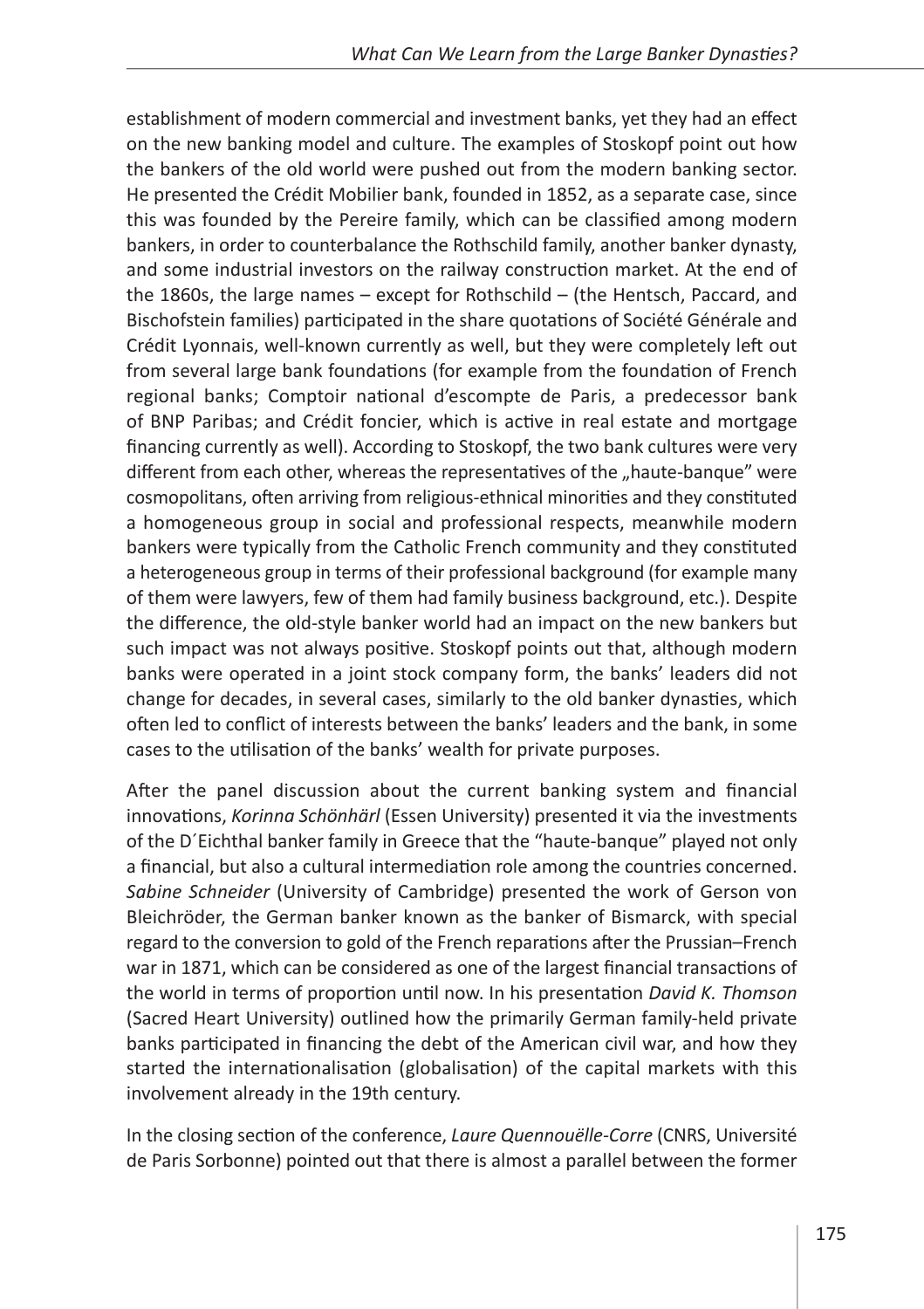establishment of modern commercial and investment banks, yet they had an effect on the new banking model and culture. The examples of Stoskopf point out how the bankers of the old world were pushed out from the modern banking sector. He presented the Crédit Mobilier bank, founded in 1852, as a separate case, since this was founded by the Pereire family, which can be classified among modern bankers, in order to counterbalance the Rothschild family, another banker dynasty, and some industrial investors on the railway construction market. At the end of the 1860s, the large names – except for Rothschild – (the Hentsch, Paccard, and Bischofstein families) participated in the share quotations of Société Générale and Crédit Lyonnais, well-known currently as well, but they were completely left out from several large bank foundations (for example from the foundation of French regional banks; Comptoir national d'escompte de Paris, a predecessor bank of BNP Paribas; and Crédit foncier, which is active in real estate and mortgage financing currently as well). According to Stoskopf, the two bank cultures were very different from each other, whereas the representatives of the „haute-banque" were cosmopolitans, often arriving from religious-ethnical minorities and they constituted a homogeneous group in social and professional respects, meanwhile modern bankers were typically from the Catholic French community and they constituted a heterogeneous group in terms of their professional background (for example many of them were lawyers, few of them had family business background, etc.). Despite the difference, the old-style banker world had an impact on the new bankers but such impact was not always positive. Stoskopf points out that, although modern banks were operated in a joint stock company form, the banks' leaders did not change for decades, in several cases, similarly to the old banker dynasties, which often led to conflict of interests between the banks' leaders and the bank, in some cases to the utilisation of the banks' wealth for private purposes.

After the panel discussion about the current banking system and financial innovations, *Korinna Schönhärl* (Essen University) presented it via the investments of the D´Eichthal banker family in Greece that the "haute-banque" played not only a financial, but also a cultural intermediation role among the countries concerned. *Sabine Schneider* (University of Cambridge) presented the work of Gerson von Bleichröder, the German banker known as the banker of Bismarck, with special regard to the conversion to gold of the French reparations after the Prussian–French war in 1871, which can be considered as one of the largest financial transactions of the world in terms of proportion until now. In his presentation *David K. Thomson* (Sacred Heart University) outlined how the primarily German family-held private banks participated in financing the debt of the American civil war, and how they started the internationalisation (globalisation) of the capital markets with this involvement already in the 19th century.

In the closing section of the conference, *Laure Quennouëlle-Corre* (CNRS, Université de Paris Sorbonne) pointed out that there is almost a parallel between the former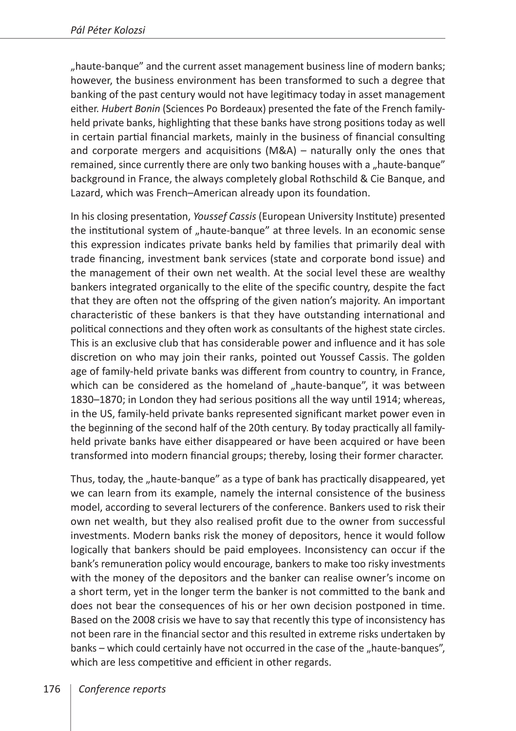„haute-banque" and the current asset management business line of modern banks; however, the business environment has been transformed to such a degree that banking of the past century would not have legitimacy today in asset management either. *Hubert Bonin* (Sciences Po Bordeaux) presented the fate of the French family-held private banks, highlighting that these banks have strong positions today as well in certain partial financial markets, mainly in the business of financial consulting and corporate mergers and acquisitions (M&A) – naturally only the ones that remained, since currently there are only two banking houses with a „haute-banque" background in France, the always completely global Rothschild & Cie Banque, and Lazard, which was French–American already upon its foundation.

In his closing presentation, *Youssef Cassis* (European University Institute) presented the institutional system of „haute-banque" at three levels. In an economic sense this expression indicates private banks held by families that primarily deal with trade financing, investment bank services (state and corporate bond issue) and the management of their own net wealth. At the social level these are wealthy bankers integrated organically to the elite of the specific country, despite the fact that they are often not the offspring of the given nation's majority. An important characteristic of these bankers is that they have outstanding international and political connections and they often work as consultants of the highest state circles. This is an exclusive club that has considerable power and influence and it has sole discretion on who may join their ranks, pointed out Youssef Cassis. The golden age of family-held private banks was different from country to country, in France, which can be considered as the homeland of „haute-banque", it was between 1830–1870; in London they had serious positions all the way until 1914; whereas, in the US, family-held private banks represented significant market power even in the beginning of the second half of the 20th century. By today practically all family-held private banks have either disappeared or have been acquired or have been transformed into modern financial groups; thereby, losing their former character.

Thus, today, the „haute-banque" as a type of bank has practically disappeared, yet we can learn from its example, namely the internal consistence of the business model, according to several lecturers of the conference. Bankers used to risk their own net wealth, but they also realised profit due to the owner from successful investments. Modern banks risk the money of depositors, hence it would follow logically that bankers should be paid employees. Inconsistency can occur if the bank's remuneration policy would encourage, bankers to make too risky investments with the money of the depositors and the banker can realise owner's income on a short term, yet in the longer term the banker is not committed to the bank and does not bear the consequences of his or her own decision postponed in time. Based on the 2008 crisis we have to say that recently this type of inconsistency has not been rare in the financial sector and this resulted in extreme risks undertaken by banks – which could certainly have not occurred in the case of the „haute-banques", which are less competitive and efficient in other regards.